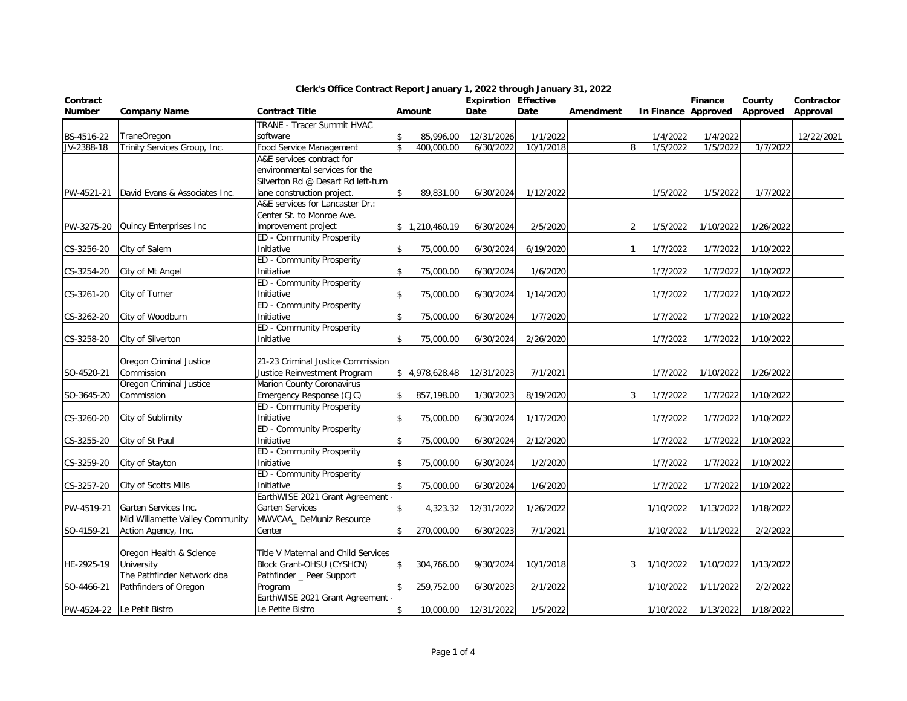**Clerk's Office Contract Report January 1, 2022 through January 31, 2022**

| Contract Number | Company Name | Contract Title | Amount | Expiration Date | Effective Date | Amendment | In Finance | Finance Approved | County Approved | Contractor Approval |
|---|---|---|---|---|---|---|---|---|---|---|
| BS-4516-22 | TraneOregon | TRANE - Tracer Summit HVAC software | $ 85,996.00 | 12/31/2026 | 1/1/2022 | | 1/4/2022 | 1/4/2022 | | 12/22/2021 |
| JV-2388-18 | Trinity Services Group, Inc. | Food Service Management | $ 400,000.00 | 6/30/2022 | 10/1/2018 | 8 | 1/5/2022 | 1/5/2022 | 1/7/2022 | |
| PW-4521-21 | David Evans & Associates Inc. | A&E services contract for environmental services for the Silverton Rd @ Desart Rd left-turn lane construction project. | $ 89,831.00 | 6/30/2024 | 1/12/2022 | | 1/5/2022 | 1/5/2022 | 1/7/2022 | |
| PW-3275-20 | Quincy Enterprises Inc | A&E services for Lancaster Dr.: Center St. to Monroe Ave. improvement project | $ 1,210,460.19 | 6/30/2024 | 2/5/2020 | 2 | 1/5/2022 | 1/10/2022 | 1/26/2022 | |
| CS-3256-20 | City of Salem | ED - Community Prosperity Initiative | $ 75,000.00 | 6/30/2024 | 6/19/2020 | 1 | 1/7/2022 | 1/7/2022 | 1/10/2022 | |
| CS-3254-20 | City of Mt Angel | ED - Community Prosperity Initiative | $ 75,000.00 | 6/30/2024 | 1/6/2020 | | 1/7/2022 | 1/7/2022 | 1/10/2022 | |
| CS-3261-20 | City of Turner | ED - Community Prosperity Initiative | $ 75,000.00 | 6/30/2024 | 1/14/2020 | | 1/7/2022 | 1/7/2022 | 1/10/2022 | |
| CS-3262-20 | City of Woodburn | ED - Community Prosperity Initiative | $ 75,000.00 | 6/30/2024 | 1/7/2020 | | 1/7/2022 | 1/7/2022 | 1/10/2022 | |
| CS-3258-20 | City of Silverton | ED - Community Prosperity Initiative | $ 75,000.00 | 6/30/2024 | 2/26/2020 | | 1/7/2022 | 1/7/2022 | 1/10/2022 | |
| SO-4520-21 | Oregon Criminal Justice Commission | 21-23 Criminal Justice Commission Justice Reinvestment Program | $ 4,978,628.48 | 12/31/2023 | 7/1/2021 | | 1/7/2022 | 1/10/2022 | 1/26/2022 | |
| SO-3645-20 | Oregon Criminal Justice Commission | Marion County Coronavirus Emergency Response (CJC) | $ 857,198.00 | 1/30/2023 | 8/19/2020 | 3 | 1/7/2022 | 1/7/2022 | 1/10/2022 | |
| CS-3260-20 | City of Sublimity | ED - Community Prosperity Initiative | $ 75,000.00 | 6/30/2024 | 1/17/2020 | | 1/7/2022 | 1/7/2022 | 1/10/2022 | |
| CS-3255-20 | City of St Paul | ED - Community Prosperity Initiative | $ 75,000.00 | 6/30/2024 | 2/12/2020 | | 1/7/2022 | 1/7/2022 | 1/10/2022 | |
| CS-3259-20 | City of Stayton | ED - Community Prosperity Initiative | $ 75,000.00 | 6/30/2024 | 1/2/2020 | | 1/7/2022 | 1/7/2022 | 1/10/2022 | |
| CS-3257-20 | City of Scotts Mills | ED - Community Prosperity Initiative | $ 75,000.00 | 6/30/2024 | 1/6/2020 | | 1/7/2022 | 1/7/2022 | 1/10/2022 | |
| PW-4519-21 | Garten Services Inc. | EarthWISE 2021 Grant Agreement - Garten Services | $ 4,323.32 | 12/31/2022 | 1/26/2022 | | 1/10/2022 | 1/13/2022 | 1/18/2022 | |
| SO-4159-21 | Mid Willamette Valley Community Action Agency, Inc. | MWVCAA_ DeMuniz Resource Center | $ 270,000.00 | 6/30/2023 | 7/1/2021 | | 1/10/2022 | 1/11/2022 | 2/2/2022 | |
| HE-2925-19 | Oregon Health & Science University | Title V Maternal and Child Services Block Grant-OHSU (CYSHCN) | $ 304,766.00 | 9/30/2024 | 10/1/2018 | 3 | 1/10/2022 | 1/10/2022 | 1/13/2022 | |
| SO-4466-21 | The Pathfinder Network dba Pathfinders of Oregon | Pathfinder _ Peer Support Program | $ 259,752.00 | 6/30/2023 | 2/1/2022 | | 1/10/2022 | 1/11/2022 | 2/2/2022 | |
| PW-4524-22 | Le Petit Bistro | EarthWISE 2021 Grant Agreement - Le Petite Bistro | $ 10,000.00 | 12/31/2022 | 1/5/2022 | | 1/10/2022 | 1/13/2022 | 1/18/2022 | |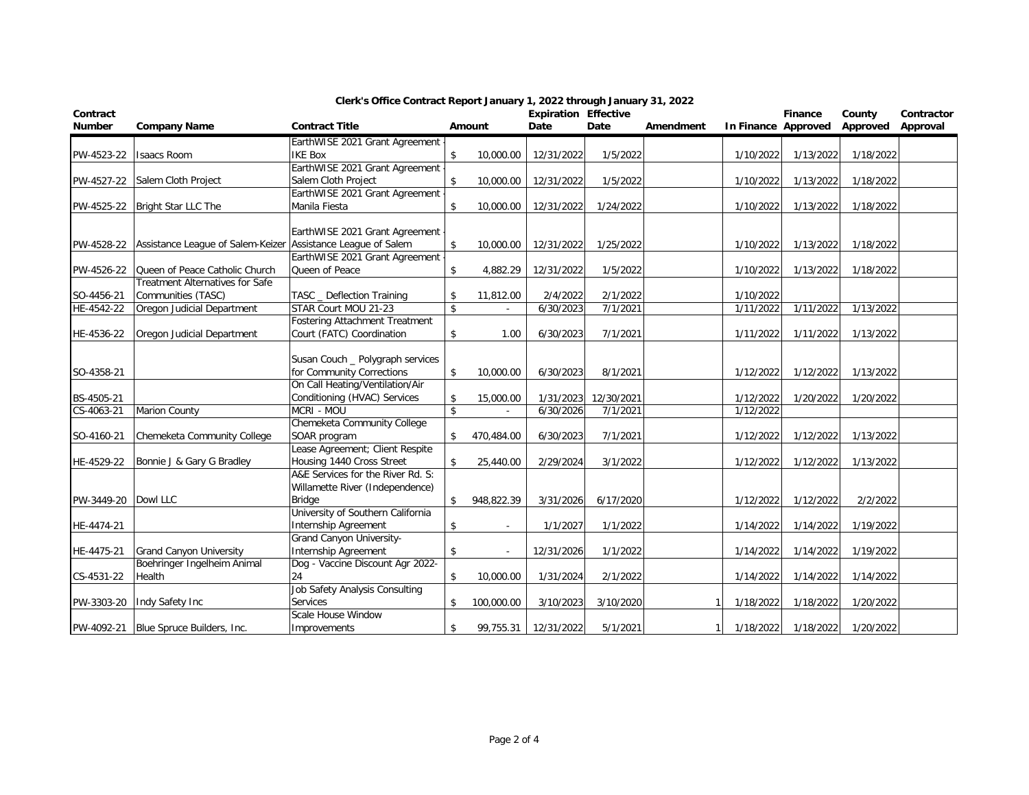## Clerk's Office Contract Report January 1, 2022 through January 31, 2022

| Contract Number | Company Name | Contract Title | Amount | Expiration Date | Effective Date | Amendment | In Finance | Finance Approved | County Approved | Contractor Approval |
|---|---|---|---|---|---|---|---|---|---|---|
| PW-4523-22 | Isaacs Room | EarthWISE 2021 Grant Agreement - IKE Box | $ 10,000.00 | 12/31/2022 | 1/5/2022 | | 1/10/2022 | 1/13/2022 | 1/18/2022 | |
| PW-4527-22 | Salem Cloth Project | EarthWISE 2021 Grant Agreement - Salem Cloth Project | $ 10,000.00 | 12/31/2022 | 1/5/2022 | | 1/10/2022 | 1/13/2022 | 1/18/2022 | |
| PW-4525-22 | Bright Star LLC The | EarthWISE 2021 Grant Agreement - Manila Fiesta | $ 10,000.00 | 12/31/2022 | 1/24/2022 | | 1/10/2022 | 1/13/2022 | 1/18/2022 | |
| PW-4528-22 | Assistance League of Salem-Keizer | EarthWISE 2021 Grant Agreement - Assistance League of Salem | $ 10,000.00 | 12/31/2022 | 1/25/2022 | | 1/10/2022 | 1/13/2022 | 1/18/2022 | |
| PW-4526-22 | Queen of Peace Catholic Church | EarthWISE 2021 Grant Agreement - Queen of Peace | $ 4,882.29 | 12/31/2022 | 1/5/2022 | | 1/10/2022 | 1/13/2022 | 1/18/2022 | |
| SO-4456-21 | Treatment Alternatives for Safe Communities (TASC) | TASC _ Deflection Training | $ 11,812.00 | 2/4/2022 | 2/1/2022 | | 1/10/2022 | | | |
| HE-4542-22 | Oregon Judicial Department | STAR Court MOU 21-23 | $ - | 6/30/2023 | 7/1/2021 | | 1/11/2022 | 1/11/2022 | 1/13/2022 | |
| HE-4536-22 | Oregon Judicial Department | Fostering Attachment Treatment Court (FATC) Coordination | $ 1.00 | 6/30/2023 | 7/1/2021 | | 1/11/2022 | 1/11/2022 | 1/13/2022 | |
| SO-4358-21 | | Susan Couch _ Polygraph services for Community Corrections | $ 10,000.00 | 6/30/2023 | 8/1/2021 | | 1/12/2022 | 1/12/2022 | 1/13/2022 | |
| BS-4505-21 | | On Call Heating/Ventilation/Air Conditioning (HVAC) Services | $ 15,000.00 | 1/31/2023 | 12/30/2021 | | 1/12/2022 | 1/20/2022 | 1/20/2022 | |
| CS-4063-21 | Marion County | MCRI - MOU | $ - | 6/30/2026 | 7/1/2021 | | 1/12/2022 | | | |
| SO-4160-21 | Chemeketa Community College | Chemeketa Community College SOAR program | $ 470,484.00 | 6/30/2023 | 7/1/2021 | | 1/12/2022 | 1/12/2022 | 1/13/2022 | |
| HE-4529-22 | Bonnie J & Gary G Bradley | Lease Agreement; Client Respite Housing 1440 Cross Street | $ 25,440.00 | 2/29/2024 | 3/1/2022 | | 1/12/2022 | 1/12/2022 | 1/13/2022 | |
| PW-3449-20 | Dowl LLC | A&E Services for the River Rd. S: Willamette River (Independence) Bridge | $ 948,822.39 | 3/31/2026 | 6/17/2020 | | 1/12/2022 | 1/12/2022 | 2/2/2022 | |
| HE-4474-21 | | University of Southern California Internship Agreement | $ - | 1/1/2027 | 1/1/2022 | | 1/14/2022 | 1/14/2022 | 1/19/2022 | |
| HE-4475-21 | Grand Canyon University | Grand Canyon University- Internship Agreement | $ - | 12/31/2026 | 1/1/2022 | | 1/14/2022 | 1/14/2022 | 1/19/2022 | |
| CS-4531-22 | Boehringer Ingelheim Animal Health | Dog - Vaccine Discount Agr 2022-24 | $ 10,000.00 | 1/31/2024 | 2/1/2022 | | 1/14/2022 | 1/14/2022 | 1/14/2022 | |
| PW-3303-20 | Indy Safety Inc | Job Safety Analysis Consulting Services | $ 100,000.00 | 3/10/2023 | 3/10/2020 | 1 | 1/18/2022 | 1/18/2022 | 1/20/2022 | |
| PW-4092-21 | Blue Spruce Builders, Inc. | Scale House Window Improvements | $ 99,755.31 | 12/31/2022 | 5/1/2021 | 1 | 1/18/2022 | 1/18/2022 | 1/20/2022 | |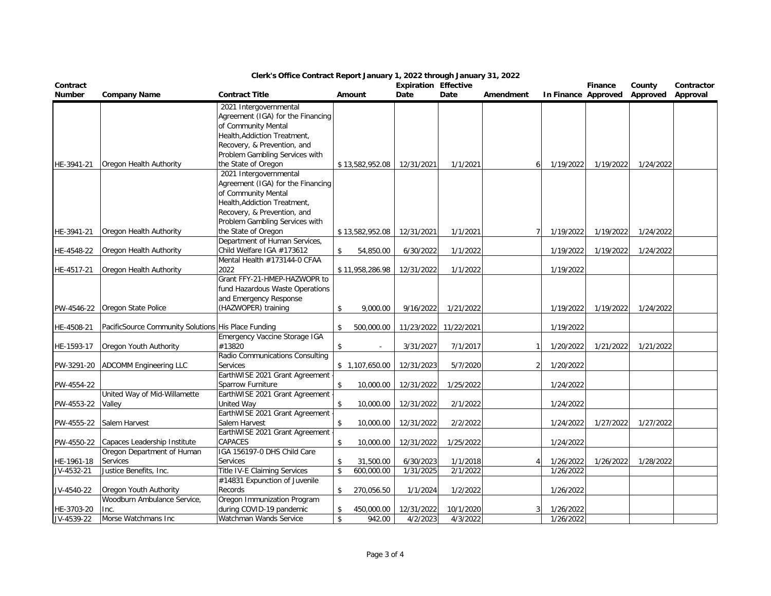# Clerk's Office Contract Report January 1, 2022 through January 31, 2022

| Contract Number | Company Name | Contract Title | Amount | Expiration Date | Effective Date | Amendment | In Finance | Finance Approved | County Approved | Contractor Approval |
|---|---|---|---|---|---|---|---|---|---|---|
| HE-3941-21 | Oregon Health Authority | 2021 Intergovernmental Agreement (IGA) for the Financing of Community Mental Health,Addiction Treatment, Recovery, & Prevention, and Problem Gambling Services with the State of Oregon | $ 13,582,952.08 | 12/31/2021 | 1/1/2021 | 6 | 1/19/2022 | 1/19/2022 | 1/24/2022 | |
| HE-3941-21 | Oregon Health Authority | 2021 Intergovernmental Agreement (IGA) for the Financing of Community Mental Health,Addiction Treatment, Recovery, & Prevention, and Problem Gambling Services with the State of Oregon | $ 13,582,952.08 | 12/31/2021 | 1/1/2021 | 7 | 1/19/2022 | 1/19/2022 | 1/24/2022 | |
| HE-4548-22 | Oregon Health Authority | Department of Human Services, Child Welfare IGA #173612 | $ 54,850.00 | 6/30/2022 | 1/1/2022 | | 1/19/2022 | 1/19/2022 | 1/24/2022 | |
| HE-4517-21 | Oregon Health Authority | Mental Health #173144-0 CFAA 2022 | $ 11,958,286.98 | 12/31/2022 | 1/1/2022 | | 1/19/2022 | | | |
| PW-4546-22 | Oregon State Police | Grant FFY-21-HMEP-HAZWOPR to fund Hazardous Waste Operations and Emergency Response (HAZWOPER) training | $ 9,000.00 | 9/16/2022 | 1/21/2022 | | 1/19/2022 | 1/19/2022 | 1/24/2022 | |
| HE-4508-21 | PacificSource Community Solutions | His Place Funding | $ 500,000.00 | 11/23/2022 | 11/22/2021 | | 1/19/2022 | | | |
| HE-1593-17 | Oregon Youth Authority | Emergency Vaccine Storage IGA #13820 | $ - | 3/31/2027 | 7/1/2017 | 1 | 1/20/2022 | 1/21/2022 | 1/21/2022 | |
| PW-3291-20 | ADCOMM Engineering LLC | Radio Communications Consulting Services | $ 1,107,650.00 | 12/31/2023 | 5/7/2020 | 2 | 1/20/2022 | | | |
| PW-4554-22 | | EarthWISE 2021 Grant Agreement - Sparrow Furniture | $ 10,000.00 | 12/31/2022 | 1/25/2022 | | 1/24/2022 | | | |
| PW-4553-22 | United Way of Mid-Willamette Valley | EarthWISE 2021 Grant Agreement - United Way | $ 10,000.00 | 12/31/2022 | 2/1/2022 | | 1/24/2022 | | | |
| PW-4555-22 | Salem Harvest | EarthWISE 2021 Grant Agreement - Salem Harvest | $ 10,000.00 | 12/31/2022 | 2/2/2022 | | 1/24/2022 | 1/27/2022 | 1/27/2022 | |
| PW-4550-22 | Capaces Leadership Institute | EarthWISE 2021 Grant Agreement - CAPACES | $ 10,000.00 | 12/31/2022 | 1/25/2022 | | 1/24/2022 | | | |
| HE-1961-18 | Oregon Department of Human Services | IGA 156197-0 DHS Child Care Services | $ 31,500.00 | 6/30/2023 | 1/1/2018 | 4 | 1/26/2022 | 1/26/2022 | 1/28/2022 | |
| JV-4532-21 | Justice Benefits, Inc. | Title IV-E Claiming Services | $ 600,000.00 | 1/31/2025 | 2/1/2022 | | 1/26/2022 | | | |
| JV-4540-22 | Oregon Youth Authority | #14831 Expunction of Juvenile Records | $ 270,056.50 | 1/1/2024 | 1/2/2022 | | 1/26/2022 | | | |
| HE-3703-20 | Woodburn Ambulance Service, Inc. | Oregon Immunization Program during COVID-19 pandemic | $ 450,000.00 | 12/31/2022 | 10/1/2020 | 3 | 1/26/2022 | | | |
| JV-4539-22 | Morse Watchmans Inc | Watchman Wands Service | $ 942.00 | 4/2/2023 | 4/3/2022 | | 1/26/2022 | | | |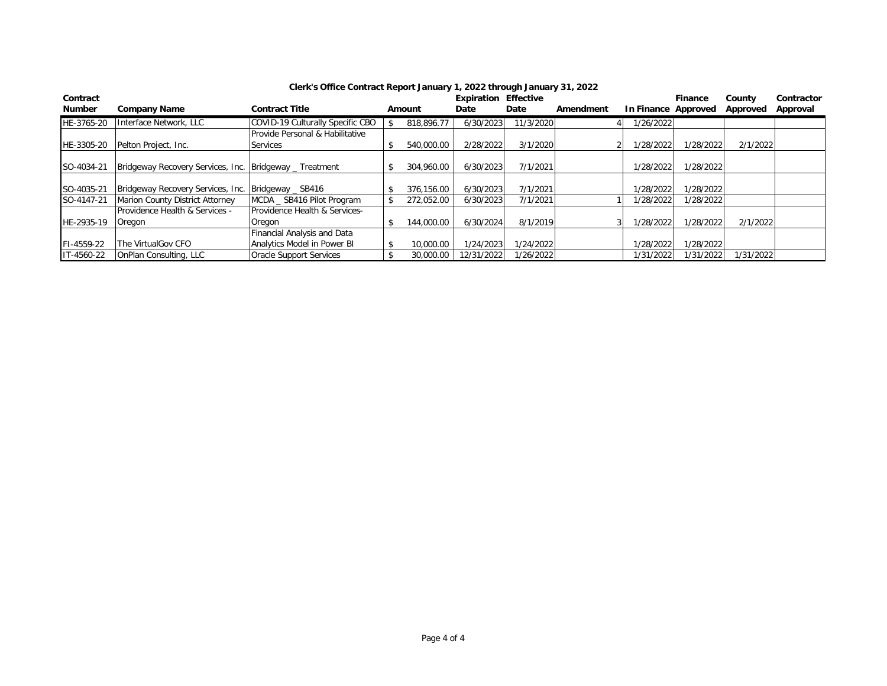**Clerk's Office Contract Report January 1, 2022 through January 31, 2022**

| Contract Number | Company Name | Contract Title | Amount | Expiration Date | Effective Date | Amendment | In Finance | Finance Approved | County Approved | Contractor Approval |
|---|---|---|---|---|---|---|---|---|---|---|
| HE-3765-20 | Interface Network, LLC | COVID-19 Culturally Specific CBO | $ 818,896.77 | 6/30/2023 | 11/3/2020 | 4 | 1/26/2022 | | | |
| HE-3305-20 | Pelton Project, Inc. | Provide Personal & Habilitative Services | $ 540,000.00 | 2/28/2022 | 3/1/2020 | 2 | 1/28/2022 | 1/28/2022 | 2/1/2022 | |
| SO-4034-21 | Bridgeway Recovery Services, Inc. | Bridgeway _ Treatment | $ 304,960.00 | 6/30/2023 | 7/1/2021 | | 1/28/2022 | 1/28/2022 | | |
| SO-4035-21 | Bridgeway Recovery Services, Inc. | Bridgeway _ SB416 | $ 376,156.00 | 6/30/2023 | 7/1/2021 | | 1/28/2022 | 1/28/2022 | | |
| SO-4147-21 | Marion County District Attorney | MCDA _ SB416 Pilot Program | $ 272,052.00 | 6/30/2023 | 7/1/2021 | 1 | 1/28/2022 | 1/28/2022 | | |
| HE-2935-19 | Providence Health & Services - Oregon | Providence Health & Services-Oregon | $ 144,000.00 | 6/30/2024 | 8/1/2019 | 3 | 1/28/2022 | 1/28/2022 | 2/1/2022 | |
| FI-4559-22 | The VirtualGov CFO | Financial Analysis and Data Analytics Model in Power BI | $ 10,000.00 | 1/24/2023 | 1/24/2022 | | 1/28/2022 | 1/28/2022 | | |
| IT-4560-22 | OnPlan Consulting, LLC | Oracle Support Services | $ 30,000.00 | 12/31/2022 | 1/26/2022 | | 1/31/2022 | 1/31/2022 | 1/31/2022 | |